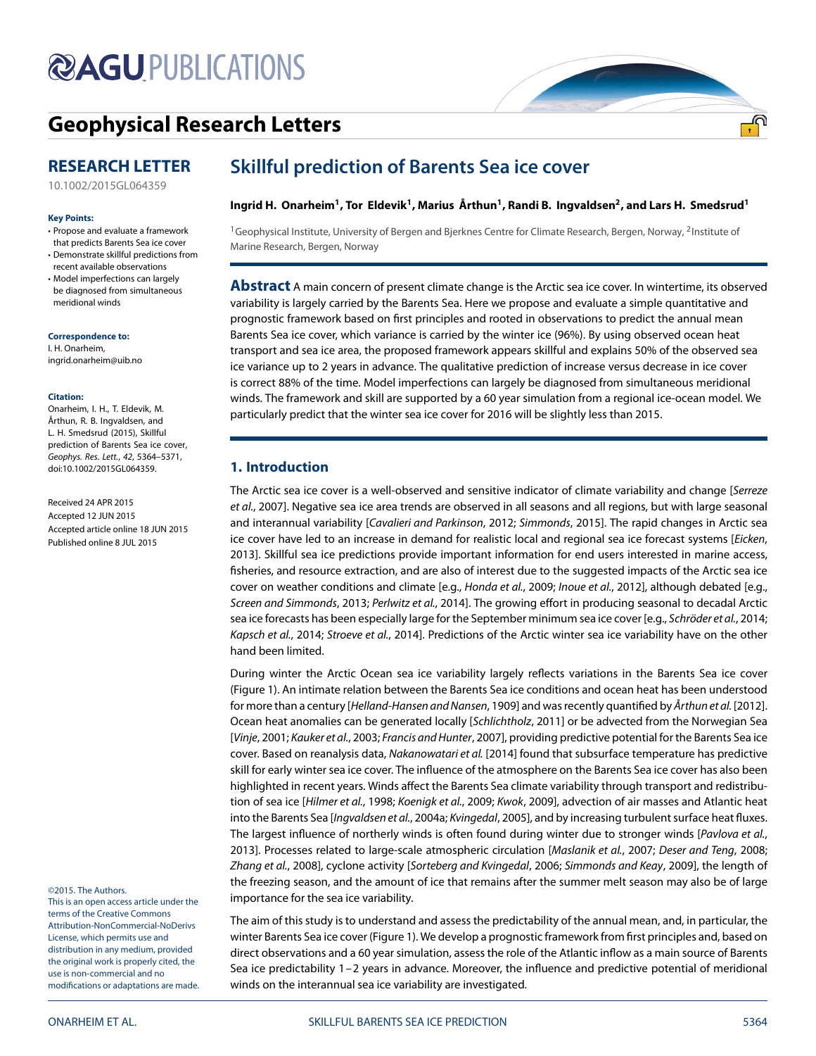# AGU PUBLICATIONS

## Geophysical Research Letters

### RESEARCH LETTER

10.1002/2015GL064359

**Key Points:**

- Propose and evaluate a framework that predicts Barents Sea ice cover
- Demonstrate skillful predictions from recent available observations
- Model imperfections can largely be diagnosed from simultaneous meridional winds

**Correspondence to:**
I. H. Onarheim,
ingrid.onarheim@uib.no

**Citation:**
Onarheim, I. H., T. Eldevik, M. Årthun, R. B. Ingvaldsen, and L. H. Smedsrud (2015), Skillful prediction of Barents Sea ice cover, *Geophys. Res. Lett.*, *42*, 5364–5371, doi:10.1002/2015GL064359.

Received 24 APR 2015
Accepted 12 JUN 2015
Accepted article online 18 JUN 2015
Published online 8 JUL 2015

©2015. The Authors.
This is an open access article under the terms of the Creative Commons Attribution-NonCommercial-NoDerivs License, which permits use and distribution in any medium, provided the original work is properly cited, the use is non-commercial and no modifications or adaptations are made.

# Skillful prediction of Barents Sea ice cover

**Ingrid H. Onarheim[1], Tor Eldevik[1], Marius Årthun[1], Randi B. Ingvaldsen[2], and Lars H. Smedsrud[1]**

[1]Geophysical Institute, University of Bergen and Bjerknes Centre for Climate Research, Bergen, Norway, [2]Institute of Marine Research, Bergen, Norway

**Abstract** A main concern of present climate change is the Arctic sea ice cover. In wintertime, its observed variability is largely carried by the Barents Sea. Here we propose and evaluate a simple quantitative and prognostic framework based on first principles and rooted in observations to predict the annual mean Barents Sea ice cover, which variance is carried by the winter ice (96%). By using observed ocean heat transport and sea ice area, the proposed framework appears skillful and explains 50% of the observed sea ice variance up to 2 years in advance. The qualitative prediction of increase versus decrease in ice cover is correct 88% of the time. Model imperfections can largely be diagnosed from simultaneous meridional winds. The framework and skill are supported by a 60 year simulation from a regional ice-ocean model. We particularly predict that the winter sea ice cover for 2016 will be slightly less than 2015.

## 1. Introduction

The Arctic sea ice cover is a well-observed and sensitive indicator of climate variability and change [*Serreze et al.*, 2007]. Negative sea ice area trends are observed in all seasons and all regions, but with large seasonal and interannual variability [*Cavalieri and Parkinson*, 2012; *Simmonds*, 2015]. The rapid changes in Arctic sea ice cover have led to an increase in demand for realistic local and regional sea ice forecast systems [*Eicken*, 2013]. Skillful sea ice predictions provide important information for end users interested in marine access, fisheries, and resource extraction, and are also of interest due to the suggested impacts of the Arctic sea ice cover on weather conditions and climate [e.g., *Honda et al.*, 2009; *Inoue et al.*, 2012], although debated [e.g., *Screen and Simmonds*, 2013; *Perlwitz et al.*, 2014]. The growing effort in producing seasonal to decadal Arctic sea ice forecasts has been especially large for the September minimum sea ice cover [e.g., *Schröder et al.*, 2014; *Kapsch et al.*, 2014; *Stroeve et al.*, 2014]. Predictions of the Arctic winter sea ice variability have on the other hand been limited.

During winter the Arctic Ocean sea ice variability largely reflects variations in the Barents Sea ice cover (Figure 1). An intimate relation between the Barents Sea ice conditions and ocean heat has been understood for more than a century [*Helland-Hansen and Nansen*, 1909] and was recently quantified by *Årthun et al.* [2012]. Ocean heat anomalies can be generated locally [*Schlichtholz*, 2011] or be advected from the Norwegian Sea [*Vinje*, 2001; *Kauker et al.*, 2003; *Francis and Hunter*, 2007], providing predictive potential for the Barents Sea ice cover. Based on reanalysis data, *Nakanowatari et al.* [2014] found that subsurface temperature has predictive skill for early winter sea ice cover. The influence of the atmosphere on the Barents Sea ice cover has also been highlighted in recent years. Winds affect the Barents Sea climate variability through transport and redistribution of sea ice [*Hilmer et al.*, 1998; *Koenigk et al.*, 2009; *Kwok*, 2009], advection of air masses and Atlantic heat into the Barents Sea [*Ingvaldsen et al.*, 2004a; *Kvingedal*, 2005], and by increasing turbulent surface heat fluxes. The largest influence of northerly winds is often found during winter due to stronger winds [*Pavlova et al.*, 2013]. Processes related to large-scale atmospheric circulation [*Maslanik et al.*, 2007; *Deser and Teng*, 2008; *Zhang et al.*, 2008], cyclone activity [*Sorteberg and Kvingedal*, 2006; *Simmonds and Keay*, 2009], the length of the freezing season, and the amount of ice that remains after the summer melt season may also be of large importance for the sea ice variability.

The aim of this study is to understand and assess the predictability of the annual mean, and, in particular, the winter Barents Sea ice cover (Figure 1). We develop a prognostic framework from first principles and, based on direct observations and a 60 year simulation, assess the role of the Atlantic inflow as a main source of Barents Sea ice predictability 1–2 years in advance. Moreover, the influence and predictive potential of meridional winds on the interannual sea ice variability are investigated.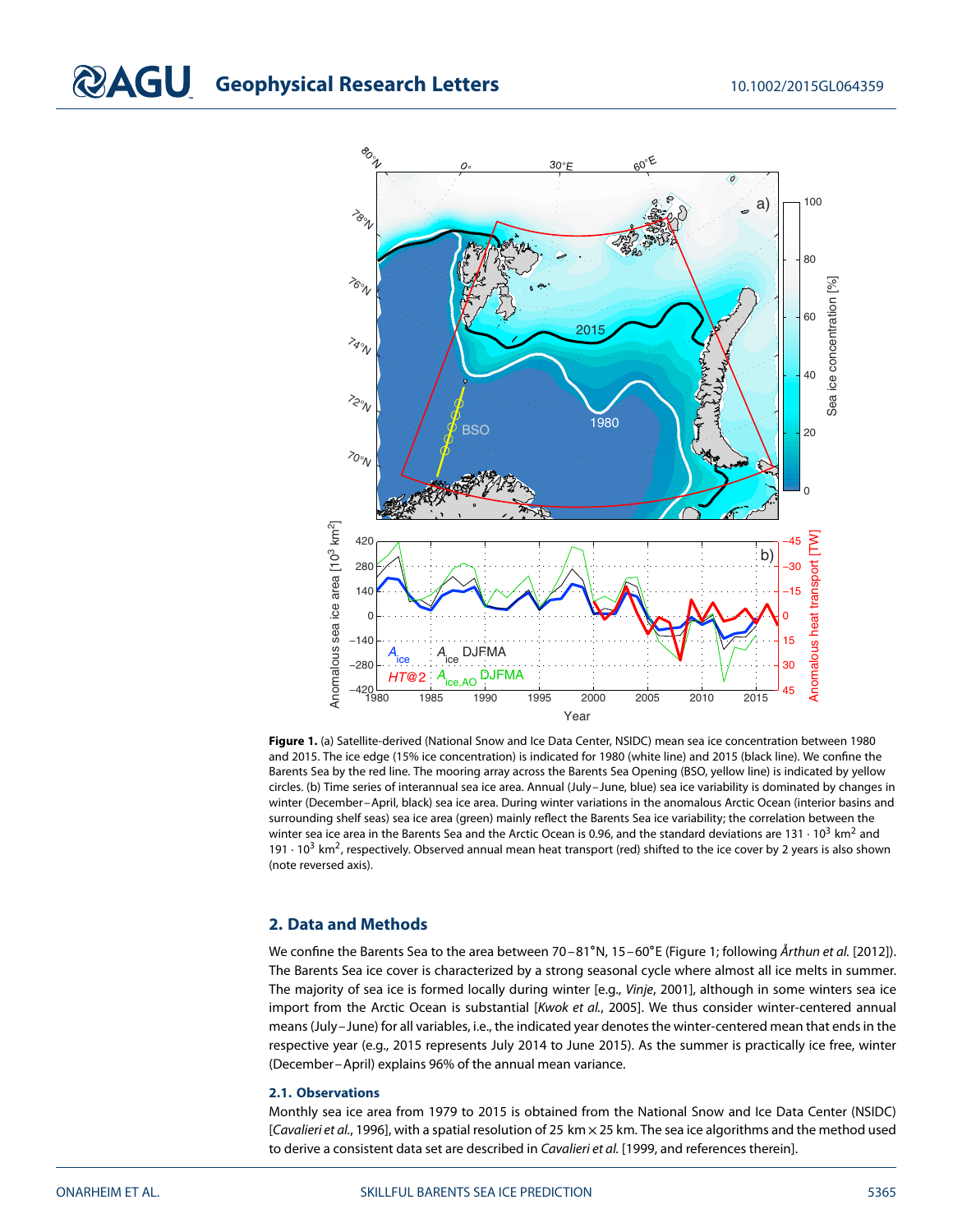**Figure 1.** (a) Satellite-derived (National Snow and Ice Data Center, NSIDC) mean sea ice concentration between 1980 and 2015. The ice edge (15% ice concentration) is indicated for 1980 (white line) and 2015 (black line). We confine the Barents Sea by the red line. The mooring array across the Barents Sea Opening (BSO, yellow line) is indicated by yellow circles. (b) Time series of interannual sea ice area. Annual (July–June, blue) sea ice variability is dominated by changes in winter (December–April, black) sea ice area. During winter variations in the anomalous Arctic Ocean (interior basins and surrounding shelf seas) sea ice area (green) mainly reflect the Barents Sea ice variability; the correlation between the winter sea ice area in the Barents Sea and the Arctic Ocean is 0.96, and the standard deviations are $131 \cdot 10^3$ km$^2$ and $191 \cdot 10^3$ km$^2$, respectively. Observed annual mean heat transport (red) shifted to the ice cover by 2 years is also shown (note reversed axis).

## 2. Data and Methods

We confine the Barents Sea to the area between 70–81°N, 15–60°E (Figure 1; following *Årthun et al.* [2012]). The Barents Sea ice cover is characterized by a strong seasonal cycle where almost all ice melts in summer. The majority of sea ice is formed locally during winter [e.g., *Vinje*, 2001], although in some winters sea ice import from the Arctic Ocean is substantial [*Kwok et al.*, 2005]. We thus consider winter-centered annual means (July–June) for all variables, i.e., the indicated year denotes the winter-centered mean that ends in the respective year (e.g., 2015 represents July 2014 to June 2015). As the summer is practically ice free, winter (December–April) explains 96% of the annual mean variance.

### 2.1. Observations

Monthly sea ice area from 1979 to 2015 is obtained from the National Snow and Ice Data Center (NSIDC) [*Cavalieri et al.*, 1996], with a spatial resolution of 25 km × 25 km. The sea ice algorithms and the method used to derive a consistent data set are described in *Cavalieri et al.* [1999, and references therein].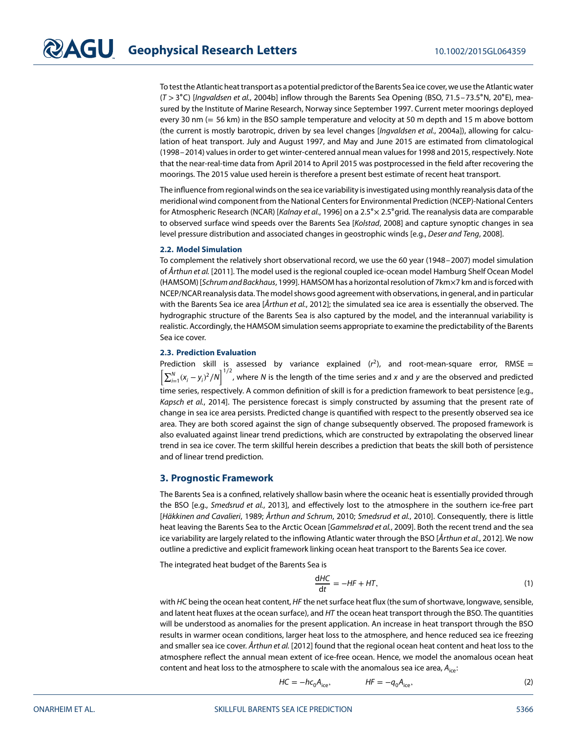To test the Atlantic heat transport as a potential predictor of the Barents Sea ice cover, we use the Atlantic water ($T > 3°$C) [*Ingvaldsen et al.*, 2004b] inflow through the Barents Sea Opening (BSO, 71.5–73.5°N, 20°E), measured by the Institute of Marine Research, Norway since September 1997. Current meter moorings deployed every 30 nm (= 56 km) in the BSO sample temperature and velocity at 50 m depth and 15 m above bottom (the current is mostly barotropic, driven by sea level changes [*Ingvaldsen et al.*, 2004a]), allowing for calculation of heat transport. July and August 1997, and May and June 2015 are estimated from climatological (1998–2014) values in order to get winter-centered annual mean values for 1998 and 2015, respectively. Note that the near-real-time data from April 2014 to April 2015 was postprocessed in the field after recovering the moorings. The 2015 value used herein is therefore a present best estimate of recent heat transport.

The influence from regional winds on the sea ice variability is investigated using monthly reanalysis data of the meridional wind component from the National Centers for Environmental Prediction (NCEP)-National Centers for Atmospheric Research (NCAR) [*Kalnay et al.*, 1996] on a 2.5°× 2.5° grid. The reanalysis data are comparable to observed surface wind speeds over the Barents Sea [*Kolstad*, 2008] and capture synoptic changes in sea level pressure distribution and associated changes in geostrophic winds [e.g., *Deser and Teng*, 2008].

### 2.2. Model Simulation

To complement the relatively short observational record, we use the 60 year (1948–2007) model simulation of *Årthun et al.* [2011]. The model used is the regional coupled ice-ocean model Hamburg Shelf Ocean Model (HAMSOM) [*Schrum and Backhaus*, 1999]. HAMSOM has a horizontal resolution of 7km×7 km and is forced with NCEP/NCAR reanalysis data. The model shows good agreement with observations, in general, and in particular with the Barents Sea ice area [*Årthun et al.*, 2012]; the simulated sea ice area is essentially the observed. The hydrographic structure of the Barents Sea is also captured by the model, and the interannual variability is realistic. Accordingly, the HAMSOM simulation seems appropriate to examine the predictability of the Barents Sea ice cover.

### 2.3. Prediction Evaluation

Prediction skill is assessed by variance explained ($r^2$), and root-mean-square error, RMSE = $\left[\sum_{i=1}^{N}(x_i - y_i)^2/N\right]^{1/2}$, where $N$ is the length of the time series and $x$ and $y$ are the observed and predicted time series, respectively. A common definition of skill is for a prediction framework to beat persistence [e.g., *Kapsch et al.*, 2014]. The persistence forecast is simply constructed by assuming that the present rate of change in sea ice area persists. Predicted change is quantified with respect to the presently observed sea ice area. They are both scored against the sign of change subsequently observed. The proposed framework is also evaluated against linear trend predictions, which are constructed by extrapolating the observed linear trend in sea ice cover. The term skillful herein describes a prediction that beats the skill both of persistence and of linear trend prediction.

## 3. Prognostic Framework

The Barents Sea is a confined, relatively shallow basin where the oceanic heat is essentially provided through the BSO [e.g., *Smedsrud et al.*, 2013], and effectively lost to the atmosphere in the southern ice-free part [*Häkkinen and Cavalieri*, 1989; *Årthun and Schrum*, 2010; *Smedsrud et al.*, 2010]. Consequently, there is little heat leaving the Barents Sea to the Arctic Ocean [*Gammelsrød et al.*, 2009]. Both the recent trend and the sea ice variability are largely related to the inflowing Atlantic water through the BSO [*Årthun et al.*, 2012]. We now outline a predictive and explicit framework linking ocean heat transport to the Barents Sea ice cover.

The integrated heat budget of the Barents Sea is

$$\frac{dHC}{dt} = -HF + HT, \tag{1}$$

with $HC$ being the ocean heat content, $HF$ the net surface heat flux (the sum of shortwave, longwave, sensible, and latent heat fluxes at the ocean surface), and $HT$ the ocean heat transport through the BSO. The quantities will be understood as anomalies for the present application. An increase in heat transport through the BSO results in warmer ocean conditions, larger heat loss to the atmosphere, and hence reduced sea ice freezing and smaller sea ice cover. *Årthun et al.* [2012] found that the regional ocean heat content and heat loss to the atmosphere reflect the annual mean extent of ice-free ocean. Hence, we model the anomalous ocean heat content and heat loss to the atmosphere to scale with the anomalous sea ice area, $A_{ice}$:

$$HC = -hc_0 A_{ice}, \qquad HF = -q_0 A_{ice}, \tag{2}$$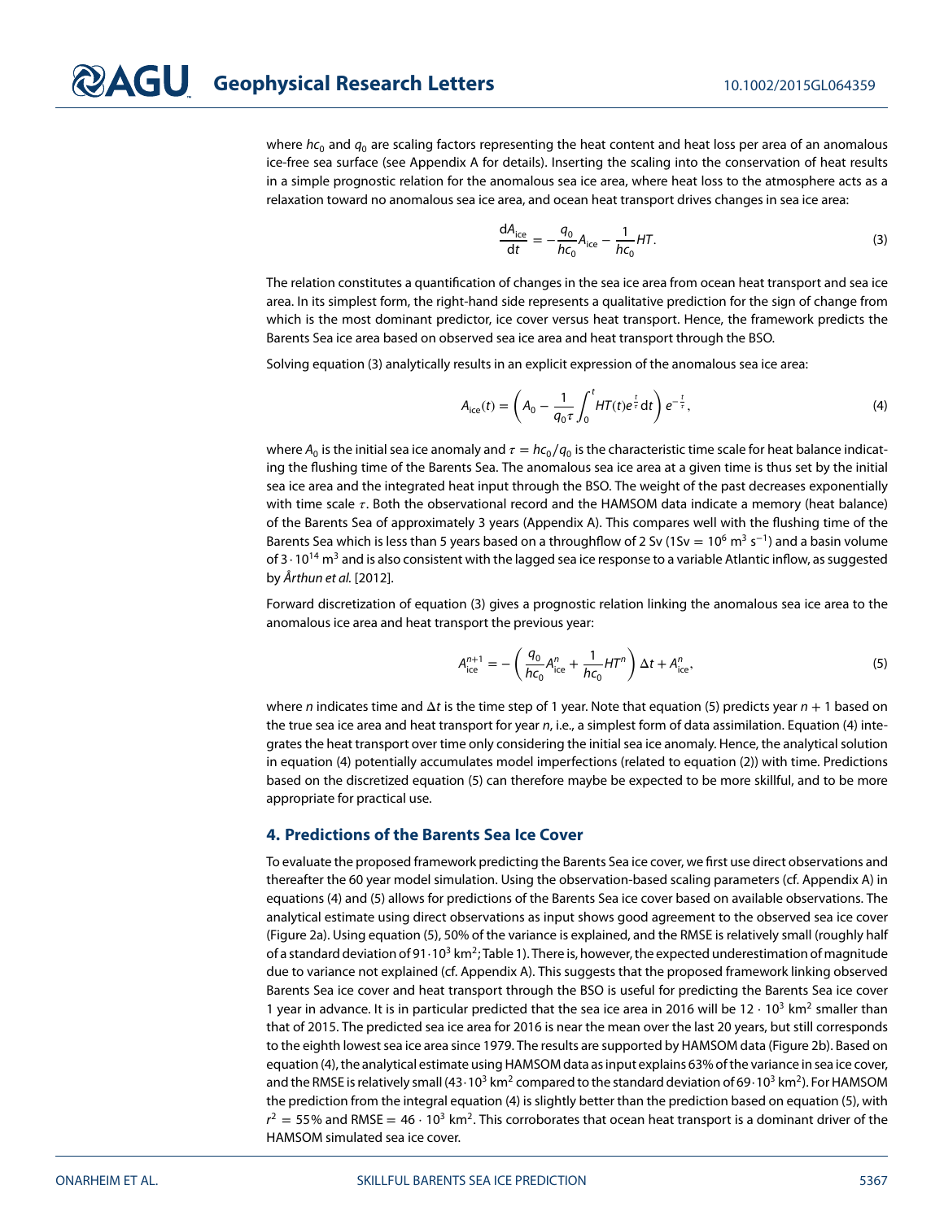where $hc_0$ and $q_0$ are scaling factors representing the heat content and heat loss per area of an anomalous ice-free sea surface (see Appendix A for details). Inserting the scaling into the conservation of heat results in a simple prognostic relation for the anomalous sea ice area, where heat loss to the atmosphere acts as a relaxation toward no anomalous sea ice area, and ocean heat transport drives changes in sea ice area:

$$\frac{\mathrm{d}A_{\mathrm{ice}}}{\mathrm{d}t} = -\frac{q_0}{hc_0}A_{\mathrm{ice}} - \frac{1}{hc_0}HT. \tag{3}$$

The relation constitutes a quantification of changes in the sea ice area from ocean heat transport and sea ice area. In its simplest form, the right-hand side represents a qualitative prediction for the sign of change from which is the most dominant predictor, ice cover versus heat transport. Hence, the framework predicts the Barents Sea ice area based on observed sea ice area and heat transport through the BSO.

Solving equation (3) analytically results in an explicit expression of the anomalous sea ice area:

$$A_{\mathrm{ice}}(t) = \left( A_0 - \frac{1}{q_0\tau}\int_0^t HT(t)e^{\frac{t}{\tau}}\,\mathrm{d}t \right) e^{-\frac{t}{\tau}}, \tag{4}$$

where $A_0$ is the initial sea ice anomaly and $\tau = hc_0/q_0$ is the characteristic time scale for heat balance indicating the flushing time of the Barents Sea. The anomalous sea ice area at a given time is thus set by the initial sea ice area and the integrated heat input through the BSO. The weight of the past decreases exponentially with time scale $\tau$. Both the observational record and the HAMSOM data indicate a memory (heat balance) of the Barents Sea of approximately 3 years (Appendix A). This compares well with the flushing time of the Barents Sea which is less than 5 years based on a throughflow of 2 Sv (1Sv = $10^6$ m$^3$ s$^{-1}$) and a basin volume of $3 \cdot 10^{14}$ m$^3$ and is also consistent with the lagged sea ice response to a variable Atlantic inflow, as suggested by *Årthun et al.* [2012].

Forward discretization of equation (3) gives a prognostic relation linking the anomalous sea ice area to the anomalous ice area and heat transport the previous year:

$$A_{\mathrm{ice}}^{n+1} = -\left( \frac{q_0}{hc_0}A_{\mathrm{ice}}^{n} + \frac{1}{hc_0}HT^n \right)\Delta t + A_{\mathrm{ice}}^{n}, \tag{5}$$

where $n$ indicates time and $\Delta t$ is the time step of 1 year. Note that equation (5) predicts year $n+1$ based on the true sea ice area and heat transport for year $n$, i.e., a simplest form of data assimilation. Equation (4) integrates the heat transport over time only considering the initial sea ice anomaly. Hence, the analytical solution in equation (4) potentially accumulates model imperfections (related to equation (2)) with time. Predictions based on the discretized equation (5) can therefore maybe be expected to be more skillful, and to be more appropriate for practical use.

## 4. Predictions of the Barents Sea Ice Cover

To evaluate the proposed framework predicting the Barents Sea ice cover, we first use direct observations and thereafter the 60 year model simulation. Using the observation-based scaling parameters (cf. Appendix A) in equations (4) and (5) allows for predictions of the Barents Sea ice cover based on available observations. The analytical estimate using direct observations as input shows good agreement to the observed sea ice cover (Figure 2a). Using equation (5), 50% of the variance is explained, and the RMSE is relatively small (roughly half of a standard deviation of $91 \cdot 10^3$ km$^2$; Table 1). There is, however, the expected underestimation of magnitude due to variance not explained (cf. Appendix A). This suggests that the proposed framework linking observed Barents Sea ice cover and heat transport through the BSO is useful for predicting the Barents Sea ice cover 1 year in advance. It is in particular predicted that the sea ice area in 2016 will be $12 \cdot 10^3$ km$^2$ smaller than that of 2015. The predicted sea ice area for 2016 is near the mean over the last 20 years, but still corresponds to the eighth lowest sea ice area since 1979. The results are supported by HAMSOM data (Figure 2b). Based on equation (4), the analytical estimate using HAMSOM data as input explains 63% of the variance in sea ice cover, and the RMSE is relatively small ($43 \cdot 10^3$ km$^2$ compared to the standard deviation of $69 \cdot 10^3$ km$^2$). For HAMSOM the prediction from the integral equation (4) is slightly better than the prediction based on equation (5), with $r^2 = 55\%$ and RMSE $= 46 \cdot 10^3$ km$^2$. This corroborates that ocean heat transport is a dominant driver of the HAMSOM simulated sea ice cover.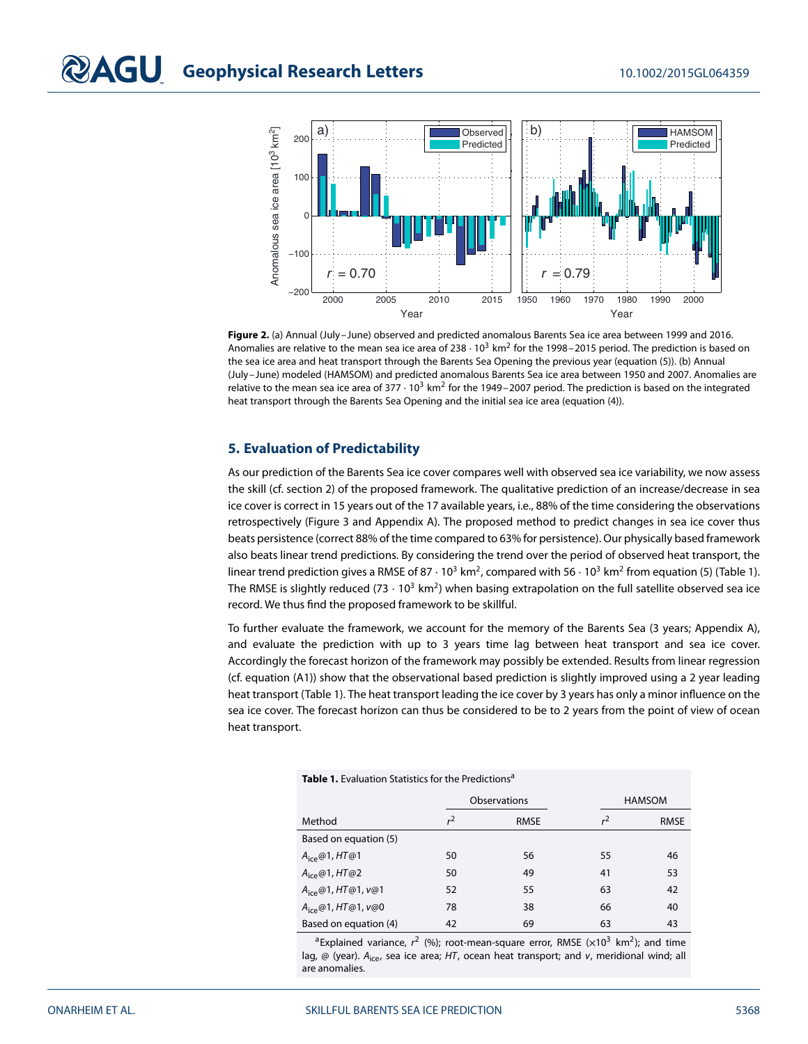**Figure 2.** (a) Annual (July–June) observed and predicted anomalous Barents Sea ice area between 1999 and 2016. Anomalies are relative to the mean sea ice area of 238 · $10^3$ km$^2$ for the 1998–2015 period. The prediction is based on the sea ice area and heat transport through the Barents Sea Opening the previous year (equation (5)). (b) Annual (July–June) modeled (HAMSOM) and predicted anomalous Barents Sea ice area between 1950 and 2007. Anomalies are relative to the mean sea ice area of 377 · $10^3$ km$^2$ for the 1949–2007 period. The prediction is based on the integrated heat transport through the Barents Sea Opening and the initial sea ice area (equation (4)).

## 5. Evaluation of Predictability

As our prediction of the Barents Sea ice cover compares well with observed sea ice variability, we now assess the skill (cf. section 2) of the proposed framework. The qualitative prediction of an increase/decrease in sea ice cover is correct in 15 years out of the 17 available years, i.e., 88% of the time considering the observations retrospectively (Figure 3 and Appendix A). The proposed method to predict changes in sea ice cover thus beats persistence (correct 88% of the time compared to 63% for persistence). Our physically based framework also beats linear trend predictions. By considering the trend over the period of observed heat transport, the linear trend prediction gives a RMSE of 87 · $10^3$ km$^2$, compared with 56 · $10^3$ km$^2$ from equation (5) (Table 1). The RMSE is slightly reduced (73 · $10^3$ km$^2$) when basing extrapolation on the full satellite observed sea ice record. We thus find the proposed framework to be skillful.

To further evaluate the framework, we account for the memory of the Barents Sea (3 years; Appendix A), and evaluate the prediction with up to 3 years time lag between heat transport and sea ice cover. Accordingly the forecast horizon of the framework may possibly be extended. Results from linear regression (cf. equation (A1)) show that the observational based prediction is slightly improved using a 2 year leading heat transport (Table 1). The heat transport leading the ice cover by 3 years has only a minor influence on the sea ice cover. The forecast horizon can thus be considered to be to 2 years from the point of view of ocean heat transport.

**Table 1.** Evaluation Statistics for the Predictions[a]

| | Observations | | HAMSOM | |
|---|---|---|---|---|
| Method | $r^2$ | RMSE | $r^2$ | RMSE |
| Based on equation (5) | | | | |
| $A_{ice}$@1, *HT*@1 | 50 | 56 | 55 | 46 |
| $A_{ice}$@1, *HT*@2 | 50 | 49 | 41 | 53 |
| $A_{ice}$@1, *HT*@1, *v*@1 | 52 | 55 | 63 | 42 |
| $A_{ice}$@1, *HT*@1, *v*@0 | 78 | 38 | 66 | 40 |
| Based on equation (4) | 42 | 69 | 63 | 43 |

[a]Explained variance, $r^2$ (%); root-mean-square error, RMSE ($\times 10^3$ km$^2$); and time lag, @ (year). $A_{ice}$, sea ice area; *HT*, ocean heat transport; and *v*, meridional wind; all are anomalies.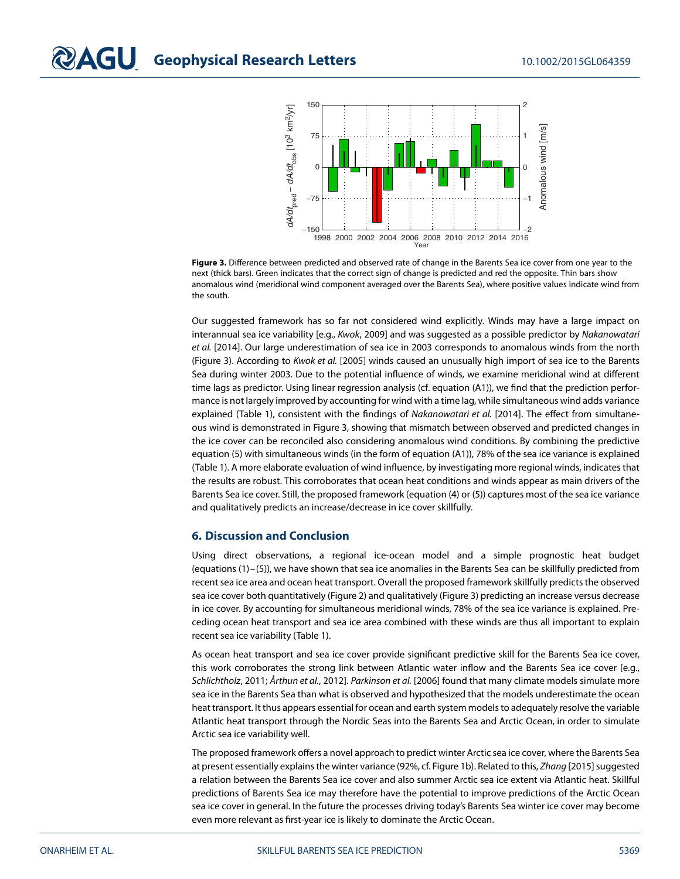**Figure 3.** Difference between predicted and observed rate of change in the Barents Sea ice cover from one year to the next (thick bars). Green indicates that the correct sign of change is predicted and red the opposite. Thin bars show anomalous wind (meridional wind component averaged over the Barents Sea), where positive values indicate wind from the south.

Our suggested framework has so far not considered wind explicitly. Winds may have a large impact on interannual sea ice variability [e.g., *Kwok*, 2009] and was suggested as a possible predictor by *Nakanowatari et al.* [2014]. Our large underestimation of sea ice in 2003 corresponds to anomalous winds from the north (Figure 3). According to *Kwok et al.* [2005] winds caused an unusually high import of sea ice to the Barents Sea during winter 2003. Due to the potential influence of winds, we examine meridional wind at different time lags as predictor. Using linear regression analysis (cf. equation (A1)), we find that the prediction performance is not largely improved by accounting for wind with a time lag, while simultaneous wind adds variance explained (Table 1), consistent with the findings of *Nakanowatari et al.* [2014]. The effect from simultaneous wind is demonstrated in Figure 3, showing that mismatch between observed and predicted changes in the ice cover can be reconciled also considering anomalous wind conditions. By combining the predictive equation (5) with simultaneous winds (in the form of equation (A1)), 78% of the sea ice variance is explained (Table 1). A more elaborate evaluation of wind influence, by investigating more regional winds, indicates that the results are robust. This corroborates that ocean heat conditions and winds appear as main drivers of the Barents Sea ice cover. Still, the proposed framework (equation (4) or (5)) captures most of the sea ice variance and qualitatively predicts an increase/decrease in ice cover skillfully.

## 6. Discussion and Conclusion

Using direct observations, a regional ice-ocean model and a simple prognostic heat budget (equations (1)–(5)), we have shown that sea ice anomalies in the Barents Sea can be skillfully predicted from recent sea ice area and ocean heat transport. Overall the proposed framework skillfully predicts the observed sea ice cover both quantitatively (Figure 2) and qualitatively (Figure 3) predicting an increase versus decrease in ice cover. By accounting for simultaneous meridional winds, 78% of the sea ice variance is explained. Preceding ocean heat transport and sea ice area combined with these winds are thus all important to explain recent sea ice variability (Table 1).

As ocean heat transport and sea ice cover provide significant predictive skill for the Barents Sea ice cover, this work corroborates the strong link between Atlantic water inflow and the Barents Sea ice cover [e.g., *Schlichtholz*, 2011; *Årthun et al.*, 2012]. *Parkinson et al.* [2006] found that many climate models simulate more sea ice in the Barents Sea than what is observed and hypothesized that the models underestimate the ocean heat transport. It thus appears essential for ocean and earth system models to adequately resolve the variable Atlantic heat transport through the Nordic Seas into the Barents Sea and Arctic Ocean, in order to simulate Arctic sea ice variability well.

The proposed framework offers a novel approach to predict winter Arctic sea ice cover, where the Barents Sea at present essentially explains the winter variance (92%, cf. Figure 1b). Related to this, *Zhang* [2015] suggested a relation between the Barents Sea ice cover and also summer Arctic sea ice extent via Atlantic heat. Skillful predictions of Barents Sea ice may therefore have the potential to improve predictions of the Arctic Ocean sea ice cover in general. In the future the processes driving today's Barents Sea winter ice cover may become even more relevant as first-year ice is likely to dominate the Arctic Ocean.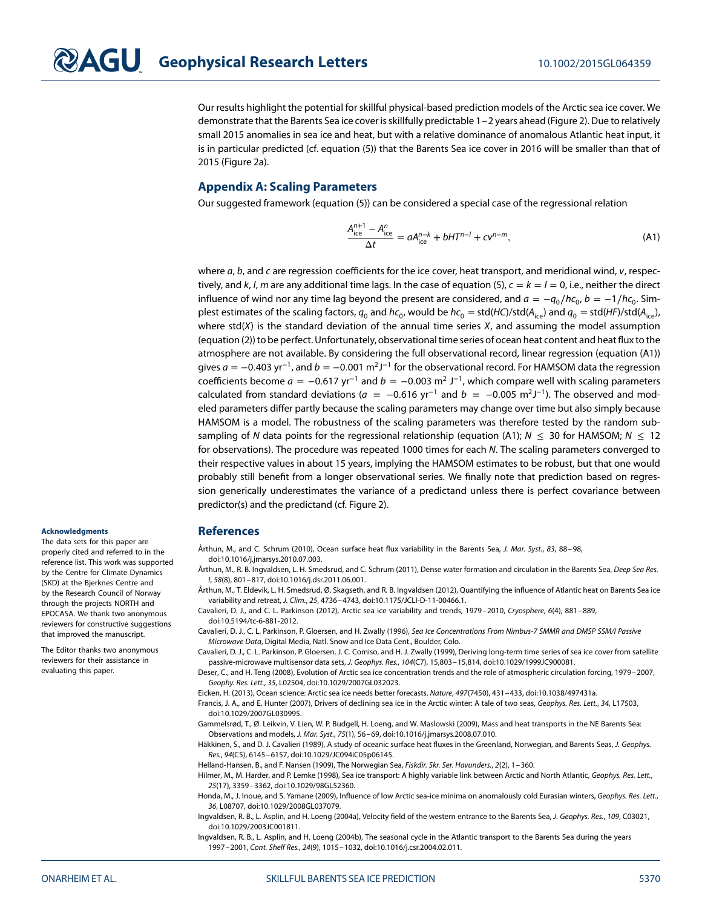Our results highlight the potential for skillful physical-based prediction models of the Arctic sea ice cover. We demonstrate that the Barents Sea ice cover is skillfully predictable 1–2 years ahead (Figure 2). Due to relatively small 2015 anomalies in sea ice and heat, but with a relative dominance of anomalous Atlantic heat input, it is in particular predicted (cf. equation (5)) that the Barents Sea ice cover in 2016 will be smaller than that of 2015 (Figure 2a).

## Appendix A: Scaling Parameters

Our suggested framework (equation (5)) can be considered a special case of the regressional relation

$$\frac{A_{\text{ice}}^{n+1} - A_{\text{ice}}^{n}}{\Delta t} = aA_{\text{ice}}^{n-k} + bHT^{n-l} + cv^{n-m}, \tag{A1}$$

where $a$, $b$, and $c$ are regression coefficients for the ice cover, heat transport, and meridional wind, $v$, respectively, and $k$, $l$, $m$ are any additional time lags. In the case of equation (5), $c = k = l = 0$, i.e., neither the direct influence of wind nor any time lag beyond the present are considered, and $a = -q_0/hc_0$, $b = -1/hc_0$. Simplest estimates of the scaling factors, $q_0$ and $hc_0$, would be $hc_0 = \text{std}(HC)/\text{std}(A_{\text{ice}})$ and $q_0 = \text{std}(HF)/\text{std}(A_{\text{ice}})$, where std($X$) is the standard deviation of the annual time series $X$, and assuming the model assumption (equation (2)) to be perfect. Unfortunately, observational time series of ocean heat content and heat flux to the atmosphere are not available. By considering the full observational record, linear regression (equation (A1)) gives $a = -0.403$ yr$^{-1}$, and $b = -0.001$ m$^2$J$^{-1}$ for the observational record. For HAMSOM data the regression coefficients become $a = -0.617$ yr$^{-1}$ and $b = -0.003$ m$^2$ J$^{-1}$, which compare well with scaling parameters calculated from standard deviations ($a = -0.616$ yr$^{-1}$ and $b = -0.005$ m$^2$J$^{-1}$). The observed and modeled parameters differ partly because the scaling parameters may change over time but also simply because HAMSOM is a model. The robustness of the scaling parameters was therefore tested by the random subsampling of $N$ data points for the regressional relationship (equation (A1); $N \leq 30$ for HAMSOM; $N \leq 12$ for observations). The procedure was repeated 1000 times for each $N$. The scaling parameters converged to their respective values in about 15 years, implying the HAMSOM estimates to be robust, but that one would probably still benefit from a longer observational series. We finally note that prediction based on regression generically underestimates the variance of a predictand unless there is perfect covariance between predictor(s) and the predictand (cf. Figure 2).

### Acknowledgments

The data sets for this paper are properly cited and referred to in the reference list. This work was supported by the Centre for Climate Dynamics (SKD) at the Bjerknes Centre and by the Research Council of Norway through the projects NORTH and EPOCASA. We thank two anonymous reviewers for constructive suggestions that improved the manuscript.

The Editor thanks two anonymous reviewers for their assistance in evaluating this paper.

## References

Årthun, M., and C. Schrum (2010), Ocean surface heat flux variability in the Barents Sea, *J. Mar. Syst.*, *83*, 88–98, doi:10.1016/j.jmarsys.2010.07.003.

Årthun, M., R. B. Ingvaldsen, L. H. Smedsrud, and C. Schrum (2011), Dense water formation and circulation in the Barents Sea, *Deep Sea Res. I*, *58*(8), 801–817, doi:10.1016/j.dsr.2011.06.001.

Årthun, M., T. Eldevik, L. H. Smedsrud, Ø. Skagseth, and R. B. Ingvaldsen (2012), Quantifying the influence of Atlantic heat on Barents Sea ice variability and retreat, *J. Clim.*, *25*, 4736–4743, doi:10.1175/JCLI-D-11-00466.1.

Cavalieri, D. J., and C. L. Parkinson (2012), Arctic sea ice variability and trends, 1979–2010, *Cryosphere*, *6*(4), 881–889, doi:10.5194/tc-6-881-2012.

Cavalieri, D. J., C. L. Parkinson, P. Gloersen, and H. Zwally (1996), *Sea Ice Concentrations From Nimbus-7 SMMR and DMSP SSM/I Passive Microwave Data*, Digital Media, Natl. Snow and Ice Data Cent., Boulder, Colo.

Cavalieri, D. J., C. L. Parkinson, P. Gloersen, J. C. Comiso, and H. J. Zwally (1999), Deriving long-term time series of sea ice cover from satellite passive-microwave multisensor data sets, *J. Geophys. Res.*, *104*(C7), 15,803–15,814, doi:10.1029/1999JC900081.

Deser, C., and H. Teng (2008), Evolution of Arctic sea ice concentration trends and the role of atmospheric circulation forcing, 1979–2007, *Geophy. Res. Lett.*, *35*, L02504, doi:10.1029/2007GL032023.

Eicken, H. (2013), Ocean science: Arctic sea ice needs better forecasts, *Nature*, *497*(7450), 431–433, doi:10.1038/497431a.

Francis, J. A., and E. Hunter (2007), Drivers of declining sea ice in the Arctic winter: A tale of two seas, *Geophys. Res. Lett.*, *34*, L17503, doi:10.1029/2007GL030995.

Gammelsrød, T., Ø. Leikvin, V. Lien, W. P. Budgell, H. Loeng, and W. Maslowski (2009), Mass and heat transports in the NE Barents Sea: Observations and models, *J. Mar. Syst.*, *75*(1), 56–69, doi:10.1016/j.jmarsys.2008.07.010.

Häkkinen, S., and D. J. Cavalieri (1989), A study of oceanic surface heat fluxes in the Greenland, Norwegian, and Barents Seas, *J. Geophys. Res.*, *94*(C5), 6145–6157, doi:10.1029/JC094iC05p06145.

Helland-Hansen, B., and F. Nansen (1909), The Norwegian Sea, *Fiskdir. Skr. Ser. Havunders.*, *2*(2), 1–360.

Hilmer, M., M. Harder, and P. Lemke (1998), Sea ice transport: A highly variable link between Arctic and North Atlantic, *Geophys. Res. Lett.*, *25*(17), 3359–3362, doi:10.1029/98GL52360.

Honda, M., J. Inoue, and S. Yamane (2009), Influence of low Arctic sea-ice minima on anomalously cold Eurasian winters, *Geophys. Res. Lett.*, *36*, L08707, doi:10.1029/2008GL037079.

Ingvaldsen, R. B., L. Asplin, and H. Loeng (2004a), Velocity field of the western entrance to the Barents Sea, *J. Geophys. Res.*, *109*, C03021, doi:10.1029/2003JC001811.

Ingvaldsen, R. B., L. Asplin, and H. Loeng (2004b), The seasonal cycle in the Atlantic transport to the Barents Sea during the years 1997–2001, *Cont. Shelf Res.*, *24*(9), 1015–1032, doi:10.1016/j.csr.2004.02.011.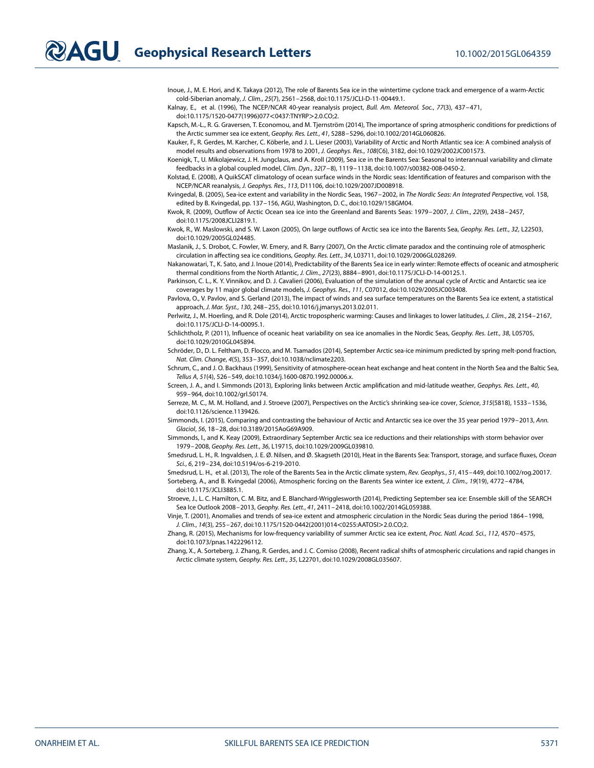Inoue, J., M. E. Hori, and K. Takaya (2012), The role of Barents Sea ice in the wintertime cyclone track and emergence of a warm-Arctic cold-Siberian anomaly, *J. Clim.*, *25*(7), 2561–2568, doi:10.1175/JCLI-D-11-00449.1.

Kalnay, E., et al. (1996), The NCEP/NCAR 40-year reanalysis project, *Bull. Am. Meteorol. Soc.*, *77*(3), 437–471, doi:10.1175/1520-0477(1996)077<0437:TNYRP>2.0.CO;2.

Kapsch, M.-L., R. G. Graversen, T. Economou, and M. Tjernström (2014), The importance of spring atmospheric conditions for predictions of the Arctic summer sea ice extent, *Geophy. Res. Lett.*, *41*, 5288–5296, doi:10.1002/2014GL060826.

Kauker, F., R. Gerdes, M. Karcher, C. Köberle, and J. L. Lieser (2003), Variability of Arctic and North Atlantic sea ice: A combined analysis of model results and observations from 1978 to 2001, *J. Geophys. Res.*, *108*(C6), 3182, doi:10.1029/2002JC001573.

Koenigk, T., U. Mikolajewicz, J. H. Jungclaus, and A. Kroll (2009), Sea ice in the Barents Sea: Seasonal to interannual variability and climate feedbacks in a global coupled model, *Clim. Dyn.*, *32*(7–8), 1119–1138, doi:10.1007/s00382-008-0450-2.

Kolstad, E. (2008), A QuikSCAT climatology of ocean surface winds in the Nordic seas: Identification of features and comparison with the NCEP/NCAR reanalysis, *J. Geophys. Res.*, *113*, D11106, doi:10.1029/2007JD008918.

Kvingedal, B. (2005), Sea-ice extent and variability in the Nordic Seas, 1967–2002, in *The Nordic Seas: An Integrated Perspective,* vol. 158, edited by B. Kvingedal, pp. 137–156, AGU, Washington, D. C., doi:10.1029/158GM04.

Kwok, R. (2009), Outflow of Arctic Ocean sea ice into the Greenland and Barents Seas: 1979–2007, *J. Clim.*, *22*(9), 2438–2457, doi:10.1175/2008JCLI2819.1.

Kwok, R., W. Maslowski, and S. W. Laxon (2005), On large outflows of Arctic sea ice into the Barents Sea, *Geophy. Res. Lett.*, *32*, L22503, doi:10.1029/2005GL024485.

Maslanik, J., S. Drobot, C. Fowler, W. Emery, and R. Barry (2007), On the Arctic climate paradox and the continuing role of atmospheric circulation in affecting sea ice conditions, *Geophy. Res. Lett.*, *34*, L03711, doi:10.1029/2006GL028269.

Nakanowatari, T., K. Sato, and J. Inoue (2014), Predictability of the Barents Sea ice in early winter: Remote effects of oceanic and atmospheric thermal conditions from the North Atlantic, *J. Clim.*, *27*(23), 8884–8901, doi:10.1175/JCLI-D-14-00125.1.

Parkinson, C. L., K. Y. Vinnikov, and D. J. Cavalieri (2006), Evaluation of the simulation of the annual cycle of Arctic and Antarctic sea ice coverages by 11 major global climate models, *J. Geophys. Res.*, *111*, C07012, doi:10.1029/2005JC003408.

Pavlova, O., V. Pavlov, and S. Gerland (2013), The impact of winds and sea surface temperatures on the Barents Sea ice extent, a statistical approach, *J. Mar. Syst.*, *130*, 248–255, doi:10.1016/j.jmarsys.2013.02.011.

Perlwitz, J., M. Hoerling, and R. Dole (2014), Arctic tropospheric warming: Causes and linkages to lower latitudes, *J. Clim.*, *28*, 2154–2167, doi:10.1175/JCLI-D-14-00095.1.

Schlichtholz, P. (2011), Influence of oceanic heat variability on sea ice anomalies in the Nordic Seas, *Geophy. Res. Lett.*, *38*, L05705, doi:10.1029/2010GL045894.

Schröder, D., D. L. Feltham, D. Flocco, and M. Tsamados (2014), September Arctic sea-ice minimum predicted by spring melt-pond fraction, *Nat. Clim. Change*, *4*(5), 353–357, doi:10.1038/nclimate2203.

Schrum, C., and J. O. Backhaus (1999), Sensitivity of atmosphere-ocean heat exchange and heat content in the North Sea and the Baltic Sea, *Tellus A*, *51*(4), 526–549, doi:10.1034/j.1600-0870.1992.00006.x.

Screen, J. A., and I. Simmonds (2013), Exploring links between Arctic amplification and mid-latitude weather, *Geophys. Res. Lett.*, *40*, 959–964, doi:10.1002/grl.50174.

Serreze, M. C., M. M. Holland, and J. Stroeve (2007), Perspectives on the Arctic's shrinking sea-ice cover, *Science*, *315*(5818), 1533–1536, doi:10.1126/science.1139426.

Simmonds, I. (2015), Comparing and contrasting the behaviour of Arctic and Antarctic sea ice over the 35 year period 1979–2013, *Ann. Glaciol*, *56*, 18–28, doi:10.3189/2015AoG69A909.

Simmonds, I., and K. Keay (2009), Extraordinary September Arctic sea ice reductions and their relationships with storm behavior over 1979–2008, *Geophy. Res. Lett.*, *36*, L19715, doi:10.1029/2009GL039810.

Smedsrud, L. H., R. Ingvaldsen, J. E. Ø. Nilsen, and Ø. Skagseth (2010), Heat in the Barents Sea: Transport, storage, and surface fluxes, *Ocean Sci.*, *6*, 219–234, doi:10.5194/os-6-219-2010.

Smedsrud, L. H., et al. (2013), The role of the Barents Sea in the Arctic climate system, *Rev. Geophys.*, *51*, 415–449, doi:10.1002/rog.20017.

Sorteberg, A., and B. Kvingedal (2006), Atmospheric forcing on the Barents Sea winter ice extent, *J. Clim.*, *19*(19), 4772–4784, doi:10.1175/JCLI3885.1.

Stroeve, J., L. C. Hamilton, C. M. Bitz, and E. Blanchard-Wrigglesworth (2014), Predicting September sea ice: Ensemble skill of the SEARCH Sea Ice Outlook 2008–2013, *Geophy. Res. Lett.*, *41*, 2411–2418, doi:10.1002/2014GL059388.

Vinje, T. (2001), Anomalies and trends of sea-ice extent and atmospheric circulation in the Nordic Seas during the period 1864–1998, *J. Clim.*, *14*(3), 255–267, doi:10.1175/1520-0442(2001)014<0255:AATOSI>2.0.CO;2.

Zhang, R. (2015), Mechanisms for low-frequency variability of summer Arctic sea ice extent, *Proc. Natl. Acad. Sci.*, *112*, 4570–4575, doi:10.1073/pnas.1422296112.

Zhang, X., A. Sorteberg, J. Zhang, R. Gerdes, and J. C. Comiso (2008), Recent radical shifts of atmospheric circulations and rapid changes in Arctic climate system, *Geophy. Res. Lett.*, *35*, L22701, doi:10.1029/2008GL035607.